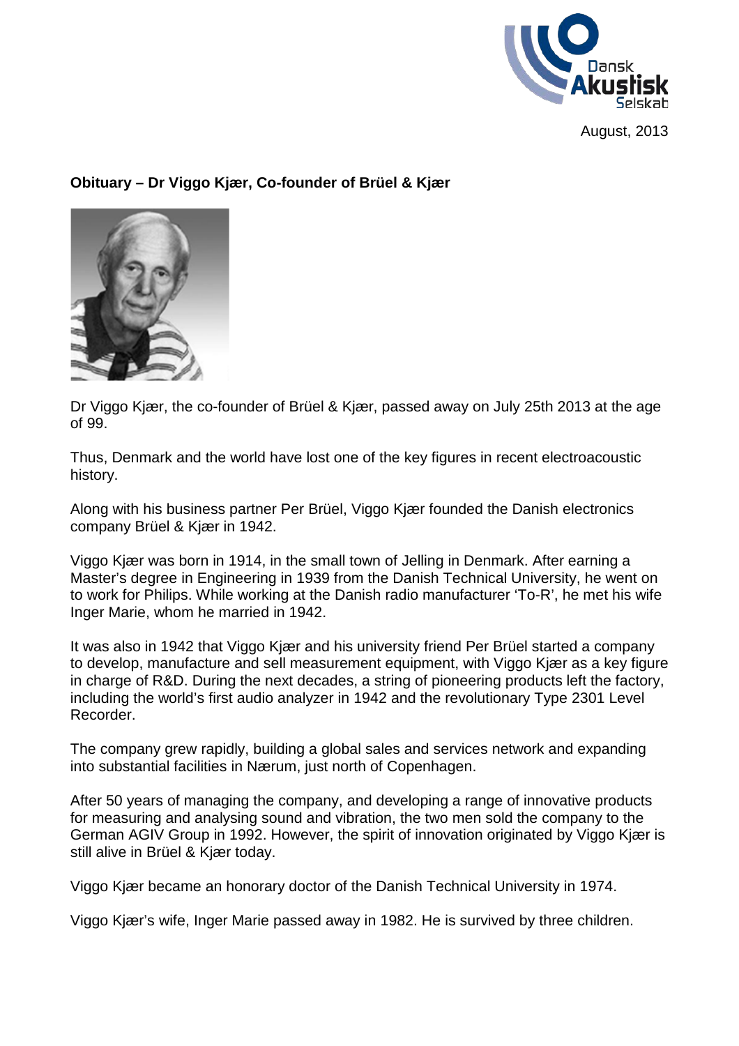August, 2013

**Obituary – Dr Viggo Kjær, Co-founder of Brüel & Kjær**

Dr Viggo Kjær, the co-founder of Brüel & Kjær, passed away on July 25th 2013 at the age of 99.

Thus, Denmark and the world have lost one of the key figures in recent electroacoustic history.

Along with his business partner Per Brüel, Viggo Kjær founded the Danish electronics company Brüel & Kjær in 1942.

Viggo Kjær was born in 1914, in the small town of Jelling in Denmark. After earning a Master's degree in Engineering in 1939 from the Danish Technical University, he went on to work for Philips. While working at the Danish radio manufacturer 'To-R', he met his wife Inger Marie, whom he married in 1942.

It was also in 1942 that Viggo Kjær and his university friend Per Brüel started a company to develop, manufacture and sell measurement equipment, with Viggo Kjær as a key figure in charge of R&D. During the next decades, a string of pioneering products left the factory, including the world's first audio analyzer in 1942 and the revolutionary Type 2301 Level Recorder.

The company grew rapidly, building a global sales and services network and expanding into substantial facilities in Nærum, just north of Copenhagen.

After 50 years of managing the company, and developing a range of innovative products for measuring and analysing sound and vibration, the two men sold the company to the German AGIV Group in 1992. However, the spirit of innovation originated by Viggo Kjær is still alive in Brüel & Kjær today.

Viggo Kjær became an honorary doctor of the Danish Technical University in 1974.

Viggo Kjær's wife, Inger Marie passed away in 1982. He is survived by three children.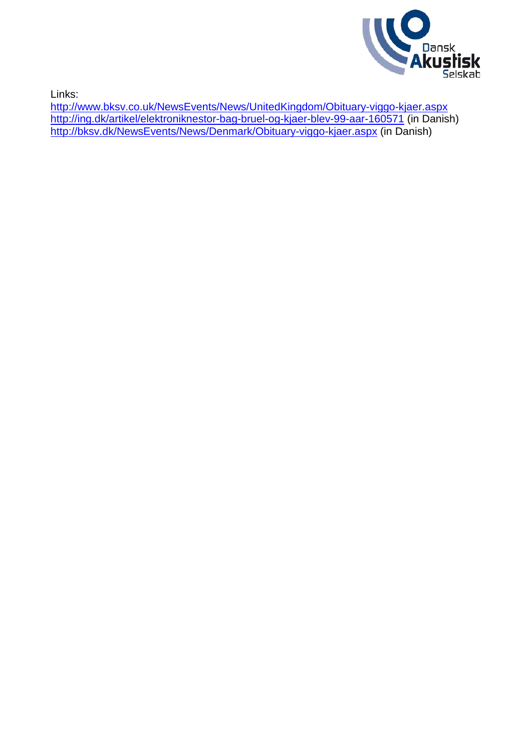Links:

http://www.bksv.co.uk/NewsEvents/News/UnitedKingdom/Obituary-viggo-kjaer.aspx
http://ing.dk/artikel/elektroniknestor-bag-bruel-og-kjaer-blev-99-aar-160571 (in Danish)
http://bksv.dk/NewsEvents/News/Denmark/Obituary-viggo-kjaer.aspx (in Danish)